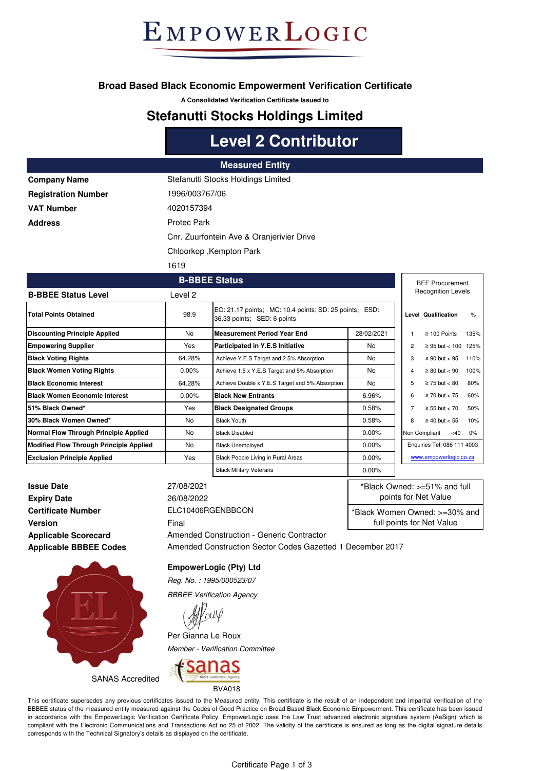# EMPOWERLOGIC

## Broad Based Black Economic Empowerment Verification Certificate

**A Consolidated Verification Certificate Issued to**

# Stefanutti Stocks Holdings Limited

# Level 2 Contributor

| Measured Entity | |
|---|---|
| **Company Name** | Stefanutti Stocks Holdings Limited |
| **Registration Number** | 1996/003767/06 |
| **VAT Number** | 4020157394 |
| **Address** | Protec Park<br>Cnr. Zuurfontein Ave & Oranjerivier Drive<br>Chloorkop ,Kempton Park<br>1619 |

### B-BBEE Status

| **B-BBEE Status Level** | Level 2 | | |
|---|---|---|---|
| **Total Points Obtained** | 98.9 | EO: 21.17 points; MC: 10.4 points; SD: 25 points; ESD: 36.33 points; SED: 6 points | |
| **Discounting Principle Applied** | No | **Measurement Period Year End** | 28/02/2021 |
| **Empowering Supplier** | Yes | **Participated in Y.E.S Initiative** | No |
| **Black Voting Rights** | 64.28% | Achieve Y.E.S Target and 2.5% Absorption | No |
| **Black Women Voting Rights** | 0.00% | Achieve 1.5 x Y.E.S Target and 5% Absorption | No |
| **Black Economic Interest** | 64.28% | Achieve Double x Y.E.S Target and 5% Absorption | No |
| **Black Women Economic Interest** | 0.00% | **Black New Entrants** | 6.96% |
| **51% Black Owned*** | Yes | **Black Designated Groups** | 0.58% |
| **30% Black Women Owned*** | No | Black Youth | 0.58% |
| **Normal Flow Through Principle Applied** | No | Black Disabled | 0.00% |
| **Modified Flow Through Principle Applied** | No | Black Unemployed | 0.00% |
| **Exclusion Principle Applied** | Yes | Black People Living in Rural Areas | 0.00% |
| | | Black Military Veterans | 0.00% |

**BEE Procurement Recognition Levels**

| Level | Qualification | % |
|---|---|---|
| 1 | ≥ 100 Points | 135% |
| 2 | ≥ 95 but < 100 | 125% |
| 3 | ≥ 90 but < 95 | 110% |
| 4 | ≥ 80 but < 90 | 100% |
| 5 | ≥ 75 but < 80 | 80% |
| 6 | ≥ 70 but < 75 | 60% |
| 7 | ≥ 55 but < 70 | 50% |
| 8 | ≥ 40 but < 55 | 10% |
| Non Compliant | <40 | 0% |

Enquiries Tel: 086 111 4003

www.empowerlogic.co.za

| | |
|---|---|
| **Issue Date** | 27/08/2021 |
| **Expiry Date** | 26/08/2022 |
| **Certificate Number** | ELC10406RGENBBCON |
| **Version** | Final |
| **Applicable Scorecard** | Amended Construction - Generic Contractor |
| **Applicable BBBEE Codes** | Amended Construction Sector Codes Gazetted 1 December 2017 |

*Black Owned: >=51% and full points for Net Value

*Black Women Owned: >=30% and full points for Net Value

**EmpowerLogic (Pty) Ltd**

*Reg. No. : 1995/000523/07*

*BBBEE Verification Agency*

Per Gianna Le Roux

*Member - Verification Committee*

SANAS Accredited

BVA018

This certificate supersedes any previous certificates issued to the Measured entity. This certificate is the result of an independent and impartial verification of the BBBEE status of the measured entity measured against the Codes of Good Practice on Broad Based Black Economic Empowerment. This certificate has been issued in accordance with the EmpowerLogic Verification Certificate Policy. EmpowerLogic uses the Law Trust advanced electronic signature system (AeSign) which is compliant with the Electronic Communications and Transactions Act no 25 of 2002. The validity of the certificate is ensured as long as the digital signature details corresponds with the Technical Signatory's details as displayed on the certificate.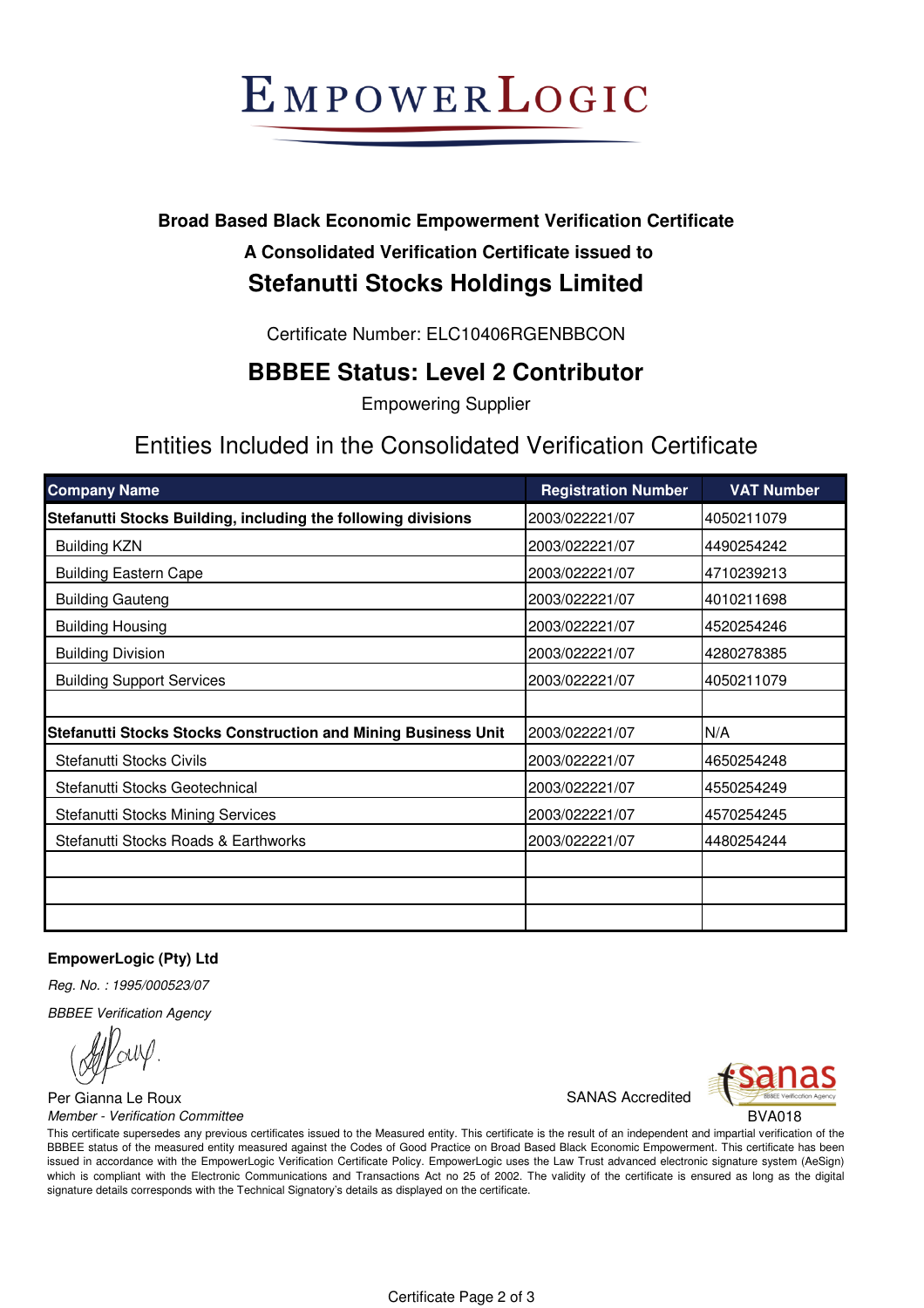# EmpowerLogic

**Broad Based Black Economic Empowerment Verification Certificate**

**A Consolidated Verification Certificate issued to**

## Stefanutti Stocks Holdings Limited

Certificate Number: ELC10406RGENBBCON

## BBBEE Status: Level 2 Contributor

Empowering Supplier

## Entities Included in the Consolidated Verification Certificate

| Company Name | Registration Number | VAT Number |
|---|---|---|
| **Stefanutti Stocks Building, including the following divisions** | 2003/022221/07 | 4050211079 |
| Building KZN | 2003/022221/07 | 4490254242 |
| Building Eastern Cape | 2003/022221/07 | 4710239213 |
| Building Gauteng | 2003/022221/07 | 4010211698 |
| Building Housing | 2003/022221/07 | 4520254246 |
| Building Division | 2003/022221/07 | 4280278385 |
| Building Support Services | 2003/022221/07 | 4050211079 |
| | | |
| **Stefanutti Stocks Stocks Construction and Mining Business Unit** | 2003/022221/07 | N/A |
| Stefanutti Stocks Civils | 2003/022221/07 | 4650254248 |
| Stefanutti Stocks Geotechnical | 2003/022221/07 | 4550254249 |
| Stefanutti Stocks Mining Services | 2003/022221/07 | 4570254245 |
| Stefanutti Stocks Roads & Earthworks | 2003/022221/07 | 4480254244 |
| | | |
| | | |
| | | |

**EmpowerLogic (Pty) Ltd**

*Reg. No. : 1995/000523/07*

*BBBEE Verification Agency*

Per Gianna Le Roux

*Member - Verification Committee*

SANAS Accredited

BVA018

This certificate supersedes any previous certificates issued to the Measured entity. This certificate is the result of an independent and impartial verification of the BBBEE status of the measured entity measured against the Codes of Good Practice on Broad Based Black Economic Empowerment. This certificate has been issued in accordance with the EmpowerLogic Verification Certificate Policy. EmpowerLogic uses the Law Trust advanced electronic signature system (AeSign) which is compliant with the Electronic Communications and Transactions Act no 25 of 2002. The validity of the certificate is ensured as long as the digital signature details corresponds with the Technical Signatory's details as displayed on the certificate.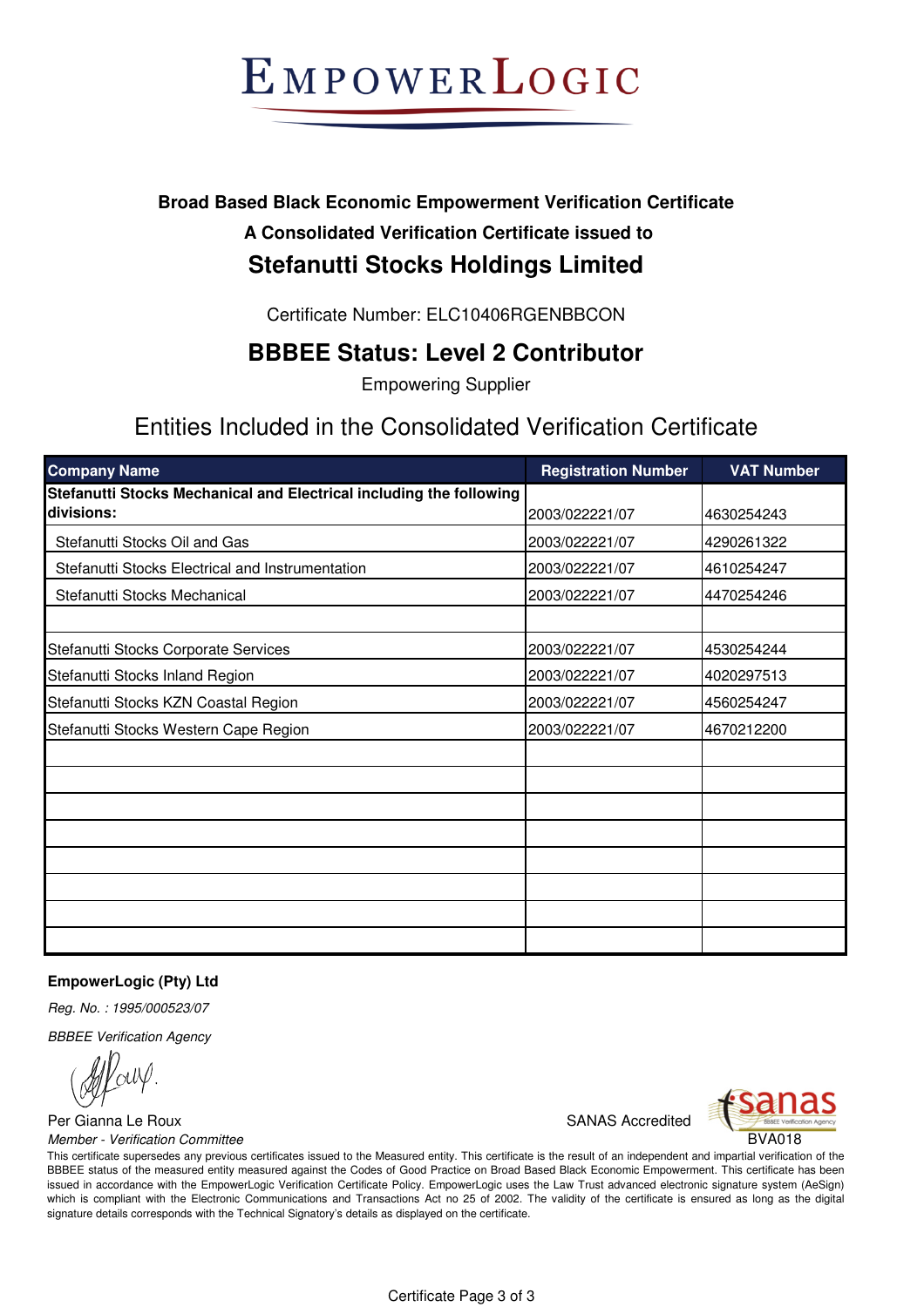# EMPOWERLOGIC

**Broad Based Black Economic Empowerment Verification Certificate**

**A Consolidated Verification Certificate issued to**

## Stefanutti Stocks Holdings Limited

Certificate Number: ELC10406RGENBBCON

## BBBEE Status: Level 2 Contributor

Empowering Supplier

## Entities Included in the Consolidated Verification Certificate

| Company Name | Registration Number | VAT Number |
|---|---|---|
| **Stefanutti Stocks Mechanical and Electrical including the following divisions:** | 2003/022221/07 | 4630254243 |
| Stefanutti Stocks Oil and Gas | 2003/022221/07 | 4290261322 |
| Stefanutti Stocks Electrical and Instrumentation | 2003/022221/07 | 4610254247 |
| Stefanutti Stocks Mechanical | 2003/022221/07 | 4470254246 |
| | | |
| Stefanutti Stocks Corporate Services | 2003/022221/07 | 4530254244 |
| Stefanutti Stocks Inland Region | 2003/022221/07 | 4020297513 |
| Stefanutti Stocks KZN Coastal Region | 2003/022221/07 | 4560254247 |
| Stefanutti Stocks Western Cape Region | 2003/022221/07 | 4670212200 |
| | | |
| | | |
| | | |
| | | |
| | | |
| | | |
| | | |
| | | |

**EmpowerLogic (Pty) Ltd**

*Reg. No. : 1995/000523/07*

*BBBEE Verification Agency*

Per Gianna Le Roux

*Member - Verification Committee*

SANAS Accredited

BVA018

This certificate supersedes any previous certificates issued to the Measured entity. This certificate is the result of an independent and impartial verification of the BBBEE status of the measured entity measured against the Codes of Good Practice on Broad Based Black Economic Empowerment. This certificate has been issued in accordance with the EmpowerLogic Verification Certificate Policy. EmpowerLogic uses the Law Trust advanced electronic signature system (AeSign) which is compliant with the Electronic Communications and Transactions Act no 25 of 2002. The validity of the certificate is ensured as long as the digital signature details corresponds with the Technical Signatory's details as displayed on the certificate.